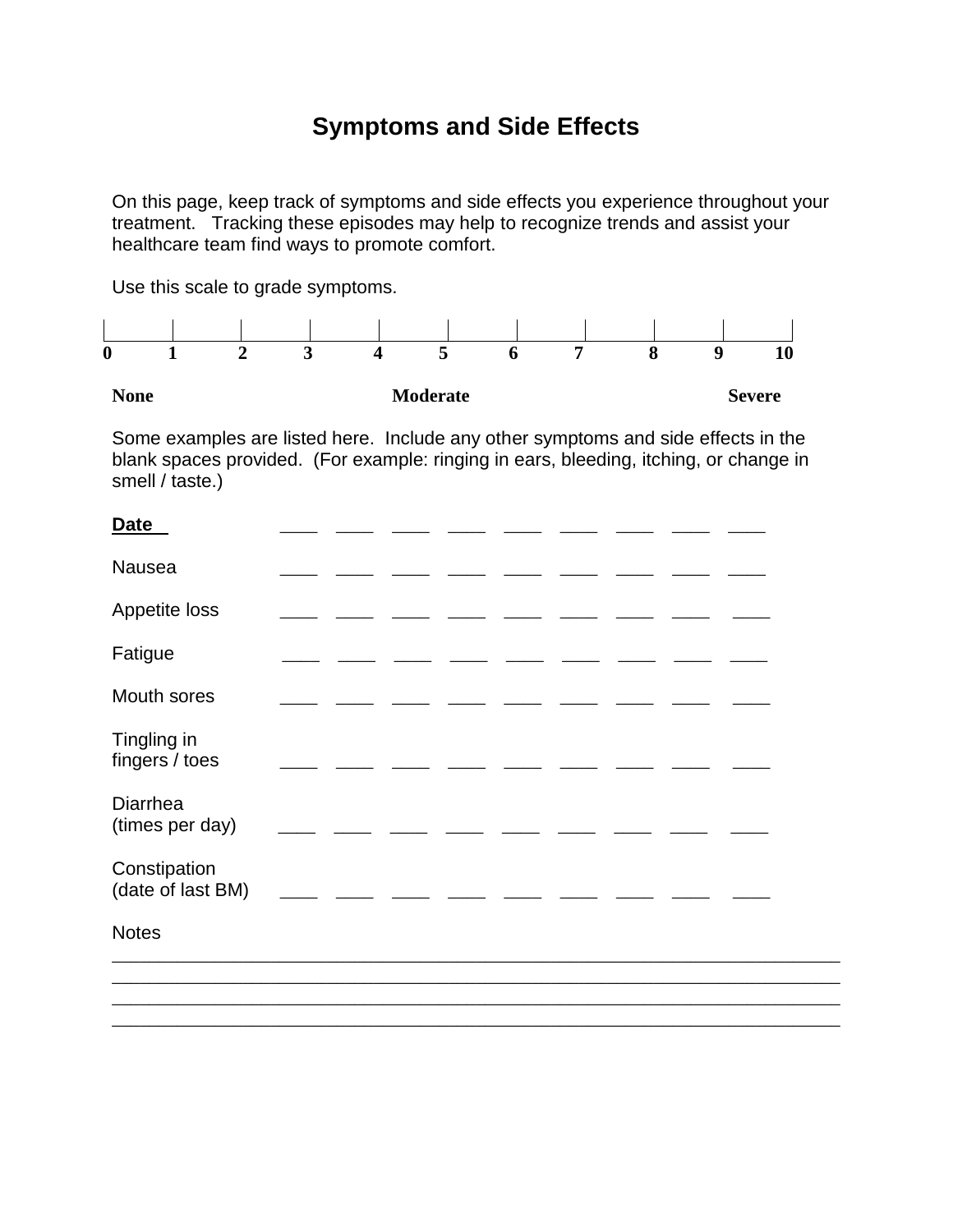# Symptoms and Side Effects

On this page, keep track of symptoms and side effects you experience throughout your treatment. Tracking these episodes may help to recognize trends and assist your healthcare team find ways to promote comfort.

Use this scale to grade symptoms.

| 0 | 1 | 2 | 3 | 4 | 5 | 6 | 7 | 8 | 9 | 10 |
|---|---|---|---|---|---|---|---|---|---|---|
| **None** | | | | | **Moderate** | | | | | **Severe** |

Some examples are listed here. Include any other symptoms and side effects in the blank spaces provided. (For example: ringing in ears, bleeding, itching, or change in smell / taste.)

| **Date** | | | | | | | | | |
|---|---|---|---|---|---|---|---|---|---|
| Nausea | | | | | | | | | |
| Appetite loss | | | | | | | | | |
| Fatigue | | | | | | | | | |
| Mouth sores | | | | | | | | | |
| Tingling in fingers / toes | | | | | | | | | |
| Diarrhea (times per day) | | | | | | | | | |
| Constipation (date of last BM) | | | | | | | | | |

Notes

______________________________________________________________________________

______________________________________________________________________________

______________________________________________________________________________

______________________________________________________________________________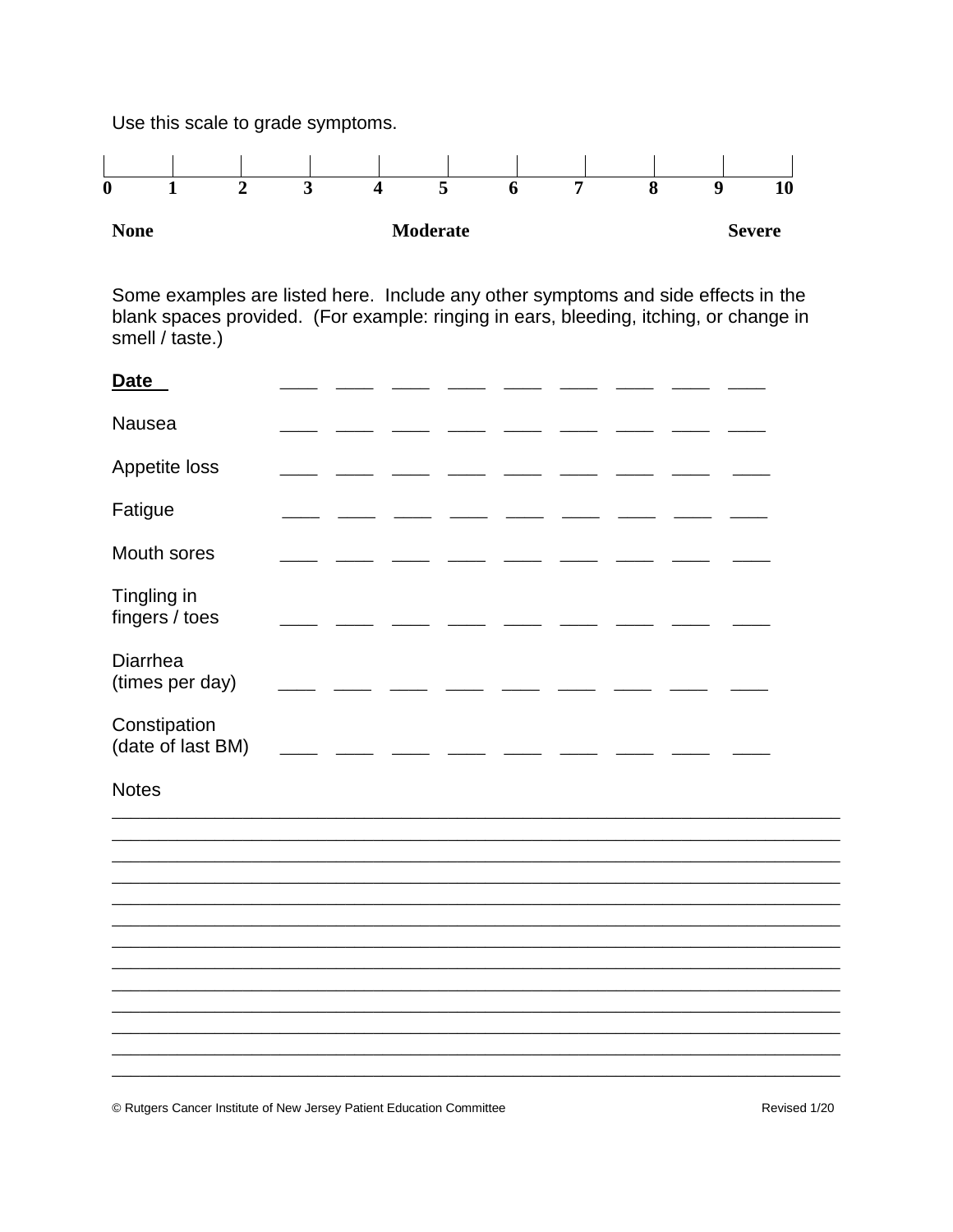Use this scale to grade symptoms.

| 0 | 1 | 2 | 3 | 4 | 5 | 6 | 7 | 8 | 9 | 10 |
|---|---|---|---|---|---|---|---|---|---|---|
| **None** | | | | | **Moderate** | | | | | **Severe** |

Some examples are listed here. Include any other symptoms and side effects in the blank spaces provided. (For example: ringing in ears, bleeding, itching, or change in smell / taste.)

| **Date** | ____ | ____ | ____ | ____ | ____ | ____ | ____ | ____ | ____ |
|---|---|---|---|---|---|---|---|---|---|
| Nausea | ____ | ____ | ____ | ____ | ____ | ____ | ____ | ____ | ____ |
| Appetite loss | ____ | ____ | ____ | ____ | ____ | ____ | ____ | ____ | ____ |
| Fatigue | ____ | ____ | ____ | ____ | ____ | ____ | ____ | ____ | ____ |
| Mouth sores | ____ | ____ | ____ | ____ | ____ | ____ | ____ | ____ | ____ |
| Tingling in fingers / toes | ____ | ____ | ____ | ____ | ____ | ____ | ____ | ____ | ____ |
| Diarrhea (times per day) | ____ | ____ | ____ | ____ | ____ | ____ | ____ | ____ | ____ |
| Constipation (date of last BM) | ____ | ____ | ____ | ____ | ____ | ____ | ____ | ____ | ____ |

Notes

______________________________________________________________________________
______________________________________________________________________________
______________________________________________________________________________
______________________________________________________________________________
______________________________________________________________________________
______________________________________________________________________________
______________________________________________________________________________
______________________________________________________________________________
______________________________________________________________________________
______________________________________________________________________________
______________________________________________________________________________
______________________________________________________________________________
______________________________________________________________________________

© Rutgers Cancer Institute of New Jersey Patient Education Committee Revised 1/20